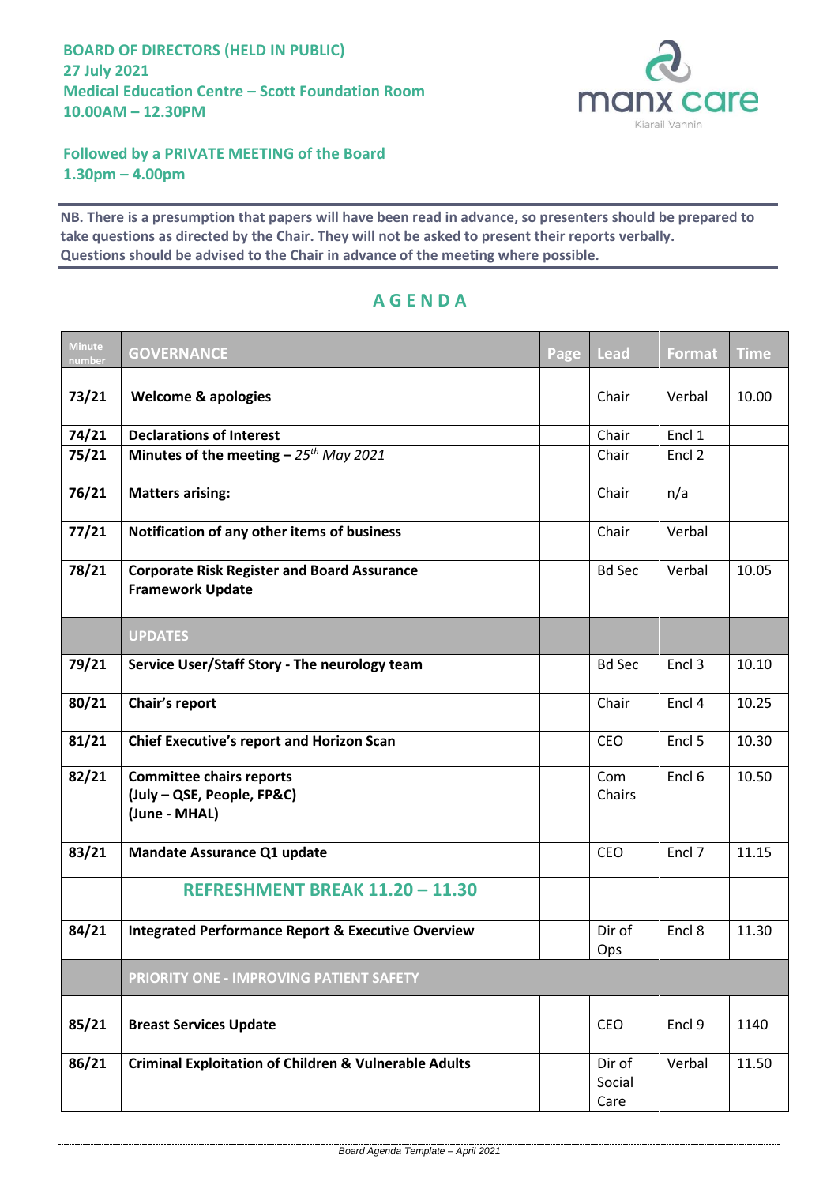**BOARD OF DIRECTORS (HELD IN PUBLIC)**
**27 July 2021**
**Medical Education Centre – Scott Foundation Room**
**10.00AM – 12.30PM**

manx care
Kiarail Vannin

**Followed by a PRIVATE MEETING of the Board**
**1.30pm – 4.00pm**

**NB. There is a presumption that papers will have been read in advance, so presenters should be prepared to take questions as directed by the Chair. They will not be asked to present their reports verbally. Questions should be advised to the Chair in advance of the meeting where possible.**

# AGENDA

| Minute number | GOVERNANCE | Page | Lead | Format | Time |
|---|---|---|---|---|---|
| 73/21 | **Welcome & apologies** | | Chair | Verbal | 10.00 |
| 74/21 | **Declarations of Interest** | | Chair | Encl 1 | |
| 75/21 | **Minutes of the meeting** – *25th May 2021* | | Chair | Encl 2 | |
| 76/21 | **Matters arising:** | | Chair | n/a | |
| 77/21 | **Notification of any other items of business** | | Chair | Verbal | |
| 78/21 | **Corporate Risk Register and Board Assurance Framework Update** | | Bd Sec | Verbal | 10.05 |
| | **UPDATES** | | | | |
| 79/21 | **Service User/Staff Story - The neurology team** | | Bd Sec | Encl 3 | 10.10 |
| 80/21 | **Chair's report** | | Chair | Encl 4 | 10.25 |
| 81/21 | **Chief Executive's report and Horizon Scan** | | CEO | Encl 5 | 10.30 |
| 82/21 | **Committee chairs reports (July – QSE, People, FP&C) (June - MHAL)** | | Com Chairs | Encl 6 | 10.50 |
| 83/21 | **Mandate Assurance Q1 update** | | CEO | Encl 7 | 11.15 |
| | **REFRESHMENT BREAK 11.20 – 11.30** | | | | |
| 84/21 | **Integrated Performance Report & Executive Overview** | | Dir of Ops | Encl 8 | 11.30 |
| | **PRIORITY ONE - IMPROVING PATIENT SAFETY** | | | | |
| 85/21 | **Breast Services Update** | | CEO | Encl 9 | 1140 |
| 86/21 | **Criminal Exploitation of Children & Vulnerable Adults** | | Dir of Social Care | Verbal | 11.50 |

*Board Agenda Template – April 2021*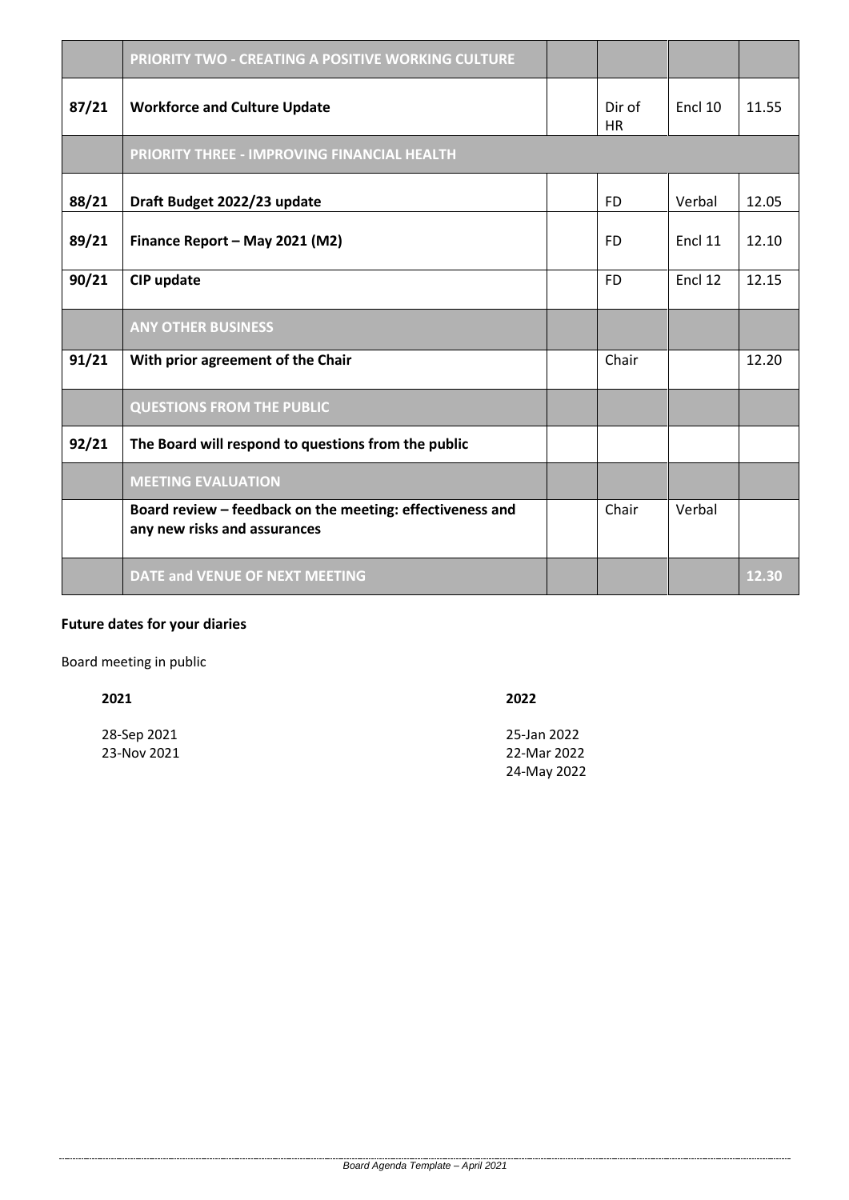| | | | | | |
|---|---|---|---|---|---|
| | **PRIORITY TWO - CREATING A POSITIVE WORKING CULTURE** | | | | |
| **87/21** | **Workforce and Culture Update** | | Dir of HR | Encl 10 | 11.55 |
| | **PRIORITY THREE - IMPROVING FINANCIAL HEALTH** | | | | |
| **88/21** | **Draft Budget 2022/23 update** | | FD | Verbal | 12.05 |
| **89/21** | **Finance Report – May 2021 (M2)** | | FD | Encl 11 | 12.10 |
| **90/21** | **CIP update** | | FD | Encl 12 | 12.15 |
| | **ANY OTHER BUSINESS** | | | | |
| **91/21** | **With prior agreement of the Chair** | | Chair | | 12.20 |
| | **QUESTIONS FROM THE PUBLIC** | | | | |
| **92/21** | **The Board will respond to questions from the public** | | | | |
| | **MEETING EVALUATION** | | | | |
| | **Board review – feedback on the meeting: effectiveness and any new risks and assurances** | | Chair | Verbal | |
| | **DATE and VENUE OF NEXT MEETING** | | | | **12.30** |

**Future dates for your diaries**

Board meeting in public

| **2021** | **2022** |
|---|---|
| 28-Sep 2021 | 25-Jan 2022 |
| 23-Nov 2021 | 22-Mar 2022 |
| | 24-May 2022 |